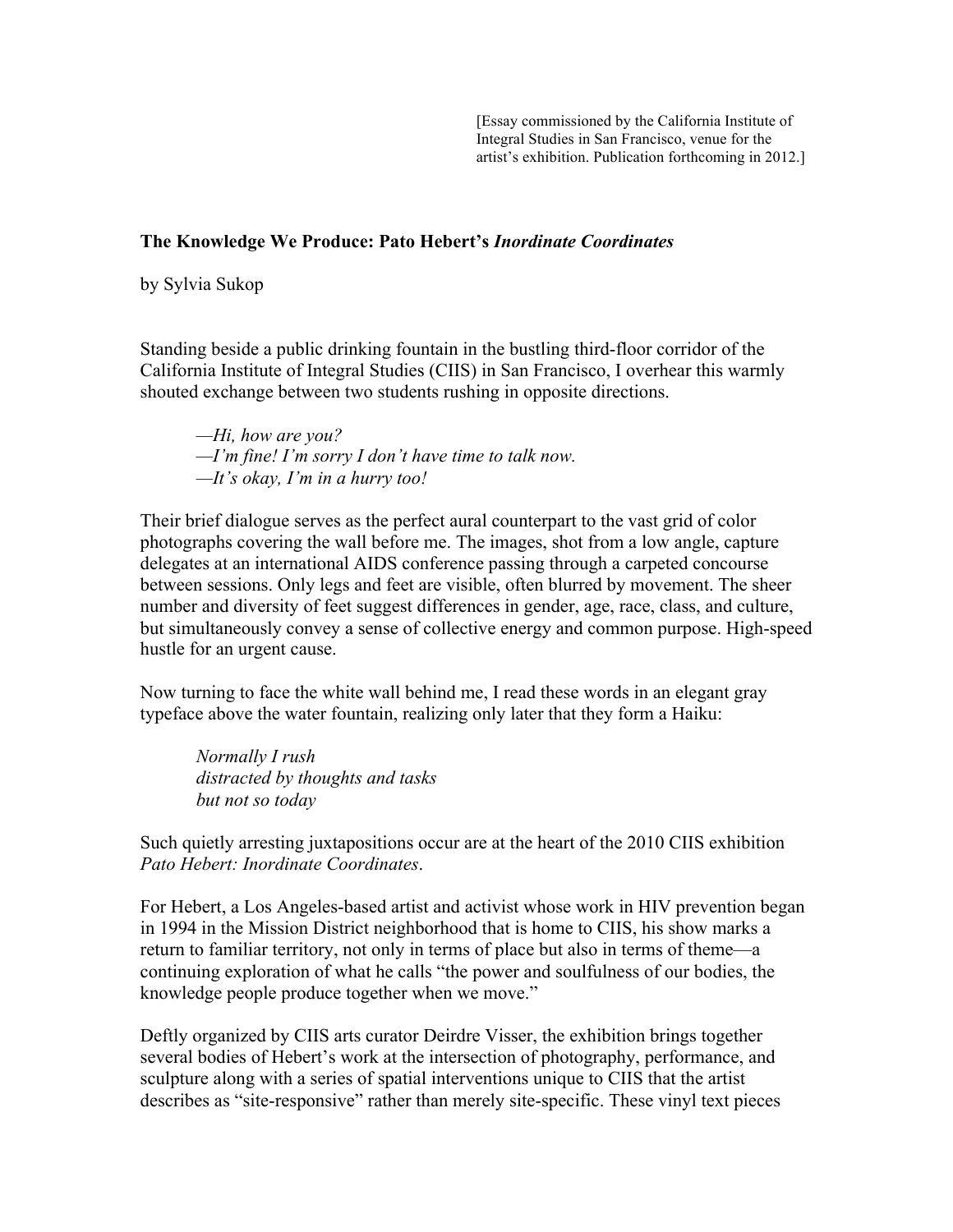[Essay commissioned by the California Institute of Integral Studies in San Francisco, venue for the artist's exhibition. Publication forthcoming in 2012.]

**The Knowledge We Produce: Pato Hebert's *Inordinate Coordinates***

by Sylvia Sukop

Standing beside a public drinking fountain in the bustling third-floor corridor of the California Institute of Integral Studies (CIIS) in San Francisco, I overhear this warmly shouted exchange between two students rushing in opposite directions.

> *—Hi, how are you?*
> *—I'm fine! I'm sorry I don't have time to talk now.*
> *—It's okay, I'm in a hurry too!*

Their brief dialogue serves as the perfect aural counterpart to the vast grid of color photographs covering the wall before me. The images, shot from a low angle, capture delegates at an international AIDS conference passing through a carpeted concourse between sessions. Only legs and feet are visible, often blurred by movement. The sheer number and diversity of feet suggest differences in gender, age, race, class, and culture, but simultaneously convey a sense of collective energy and common purpose. High-speed hustle for an urgent cause.

Now turning to face the white wall behind me, I read these words in an elegant gray typeface above the water fountain, realizing only later that they form a Haiku:

> *Normally I rush*
> *distracted by thoughts and tasks*
> *but not so today*

Such quietly arresting juxtapositions occur are at the heart of the 2010 CIIS exhibition *Pato Hebert: Inordinate Coordinates*.

For Hebert, a Los Angeles-based artist and activist whose work in HIV prevention began in 1994 in the Mission District neighborhood that is home to CIIS, his show marks a return to familiar territory, not only in terms of place but also in terms of theme—a continuing exploration of what he calls "the power and soulfulness of our bodies, the knowledge people produce together when we move."

Deftly organized by CIIS arts curator Deirdre Visser, the exhibition brings together several bodies of Hebert's work at the intersection of photography, performance, and sculpture along with a series of spatial interventions unique to CIIS that the artist describes as "site-responsive" rather than merely site-specific. These vinyl text pieces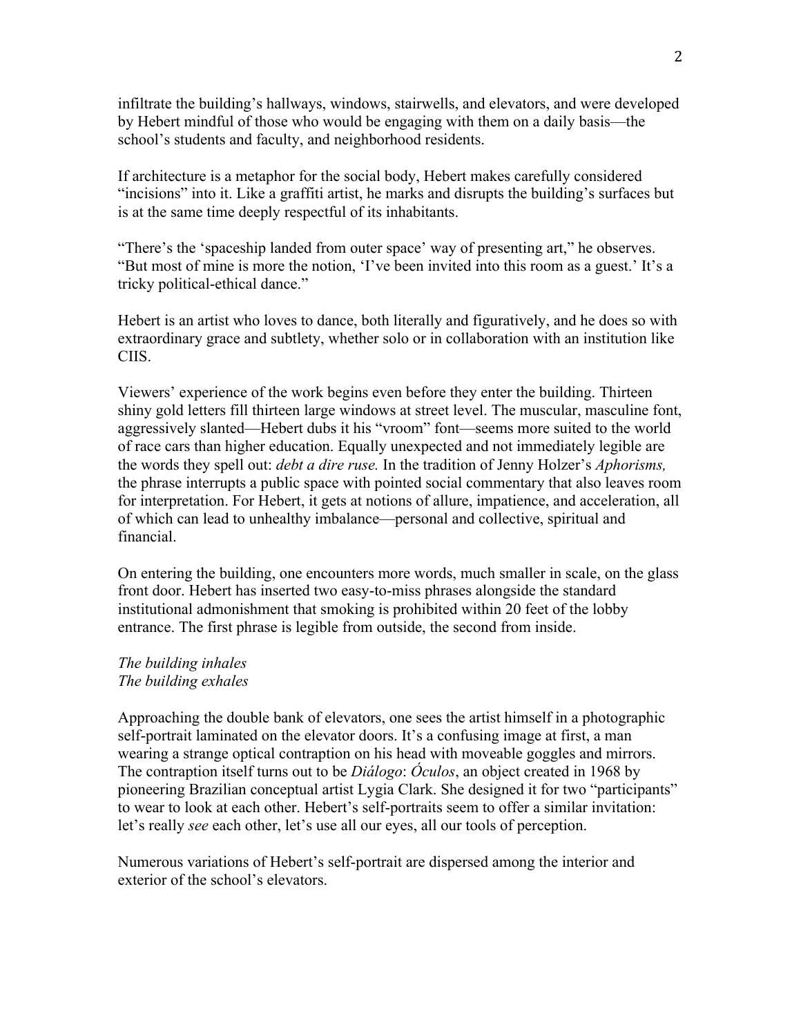infiltrate the building's hallways, windows, stairwells, and elevators, and were developed by Hebert mindful of those who would be engaging with them on a daily basis—the school's students and faculty, and neighborhood residents.

If architecture is a metaphor for the social body, Hebert makes carefully considered "incisions" into it. Like a graffiti artist, he marks and disrupts the building's surfaces but is at the same time deeply respectful of its inhabitants.

"There's the 'spaceship landed from outer space' way of presenting art," he observes. "But most of mine is more the notion, 'I've been invited into this room as a guest.' It's a tricky political-ethical dance."

Hebert is an artist who loves to dance, both literally and figuratively, and he does so with extraordinary grace and subtlety, whether solo or in collaboration with an institution like CIIS.

Viewers' experience of the work begins even before they enter the building. Thirteen shiny gold letters fill thirteen large windows at street level. The muscular, masculine font, aggressively slanted—Hebert dubs it his "vroom" font—seems more suited to the world of race cars than higher education. Equally unexpected and not immediately legible are the words they spell out: *debt a dire ruse.* In the tradition of Jenny Holzer's *Aphorisms,* the phrase interrupts a public space with pointed social commentary that also leaves room for interpretation. For Hebert, it gets at notions of allure, impatience, and acceleration, all of which can lead to unhealthy imbalance—personal and collective, spiritual and financial.

On entering the building, one encounters more words, much smaller in scale, on the glass front door. Hebert has inserted two easy-to-miss phrases alongside the standard institutional admonishment that smoking is prohibited within 20 feet of the lobby entrance. The first phrase is legible from outside, the second from inside.

*The building inhales*
*The building exhales*

Approaching the double bank of elevators, one sees the artist himself in a photographic self-portrait laminated on the elevator doors. It's a confusing image at first, a man wearing a strange optical contraption on his head with moveable goggles and mirrors. The contraption itself turns out to be *Diálogo*: *Óculos*, an object created in 1968 by pioneering Brazilian conceptual artist Lygia Clark. She designed it for two "participants" to wear to look at each other. Hebert's self-portraits seem to offer a similar invitation: let's really *see* each other, let's use all our eyes, all our tools of perception.

Numerous variations of Hebert's self-portrait are dispersed among the interior and exterior of the school's elevators.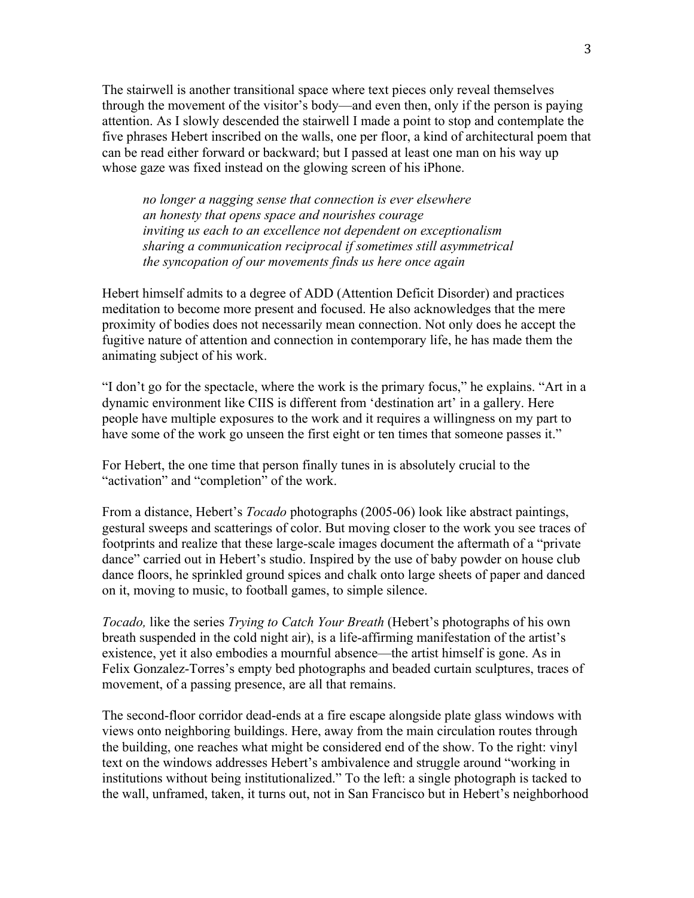The stairwell is another transitional space where text pieces only reveal themselves through the movement of the visitor's body—and even then, only if the person is paying attention. As I slowly descended the stairwell I made a point to stop and contemplate the five phrases Hebert inscribed on the walls, one per floor, a kind of architectural poem that can be read either forward or backward; but I passed at least one man on his way up whose gaze was fixed instead on the glowing screen of his iPhone.

> *no longer a nagging sense that connection is ever elsewhere*
> *an honesty that opens space and nourishes courage*
> *inviting us each to an excellence not dependent on exceptionalism*
> *sharing a communication reciprocal if sometimes still asymmetrical*
> *the syncopation of our movements finds us here once again*

Hebert himself admits to a degree of ADD (Attention Deficit Disorder) and practices meditation to become more present and focused. He also acknowledges that the mere proximity of bodies does not necessarily mean connection. Not only does he accept the fugitive nature of attention and connection in contemporary life, he has made them the animating subject of his work.

"I don't go for the spectacle, where the work is the primary focus," he explains. "Art in a dynamic environment like CIIS is different from 'destination art' in a gallery. Here people have multiple exposures to the work and it requires a willingness on my part to have some of the work go unseen the first eight or ten times that someone passes it."

For Hebert, the one time that person finally tunes in is absolutely crucial to the "activation" and "completion" of the work.

From a distance, Hebert's *Tocado* photographs (2005-06) look like abstract paintings, gestural sweeps and scatterings of color. But moving closer to the work you see traces of footprints and realize that these large-scale images document the aftermath of a "private dance" carried out in Hebert's studio. Inspired by the use of baby powder on house club dance floors, he sprinkled ground spices and chalk onto large sheets of paper and danced on it, moving to music, to football games, to simple silence.

*Tocado,* like the series *Trying to Catch Your Breath* (Hebert's photographs of his own breath suspended in the cold night air), is a life-affirming manifestation of the artist's existence, yet it also embodies a mournful absence—the artist himself is gone. As in Felix Gonzalez-Torres's empty bed photographs and beaded curtain sculptures, traces of movement, of a passing presence, are all that remains.

The second-floor corridor dead-ends at a fire escape alongside plate glass windows with views onto neighboring buildings. Here, away from the main circulation routes through the building, one reaches what might be considered end of the show. To the right: vinyl text on the windows addresses Hebert's ambivalence and struggle around "working in institutions without being institutionalized." To the left: a single photograph is tacked to the wall, unframed, taken, it turns out, not in San Francisco but in Hebert's neighborhood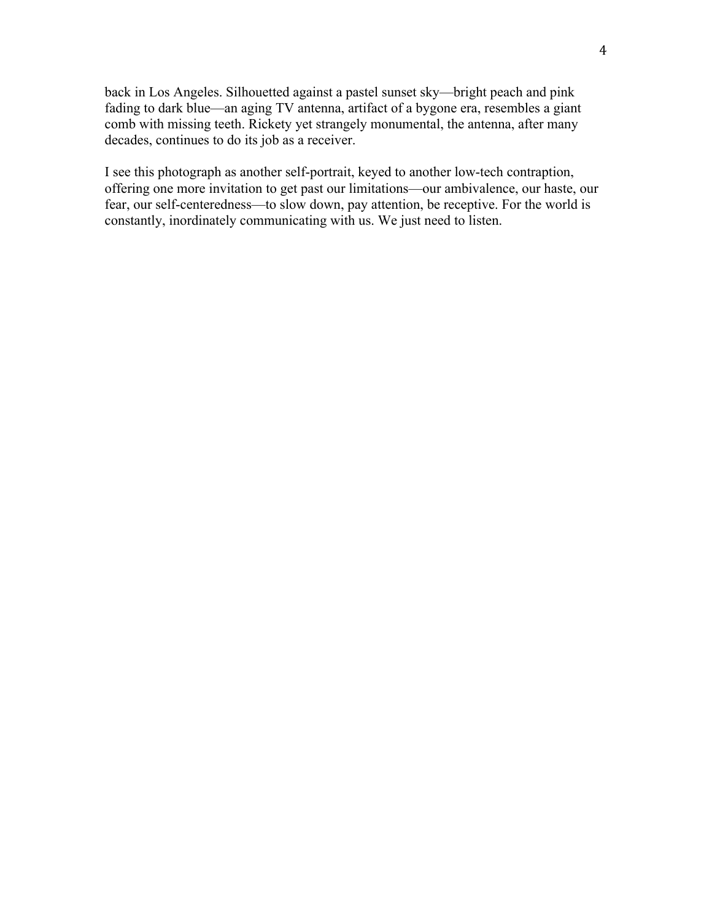back in Los Angeles. Silhouetted against a pastel sunset sky—bright peach and pink fading to dark blue—an aging TV antenna, artifact of a bygone era, resembles a giant comb with missing teeth. Rickety yet strangely monumental, the antenna, after many decades, continues to do its job as a receiver.

I see this photograph as another self-portrait, keyed to another low-tech contraption, offering one more invitation to get past our limitations—our ambivalence, our haste, our fear, our self-centeredness—to slow down, pay attention, be receptive. For the world is constantly, inordinately communicating with us. We just need to listen.